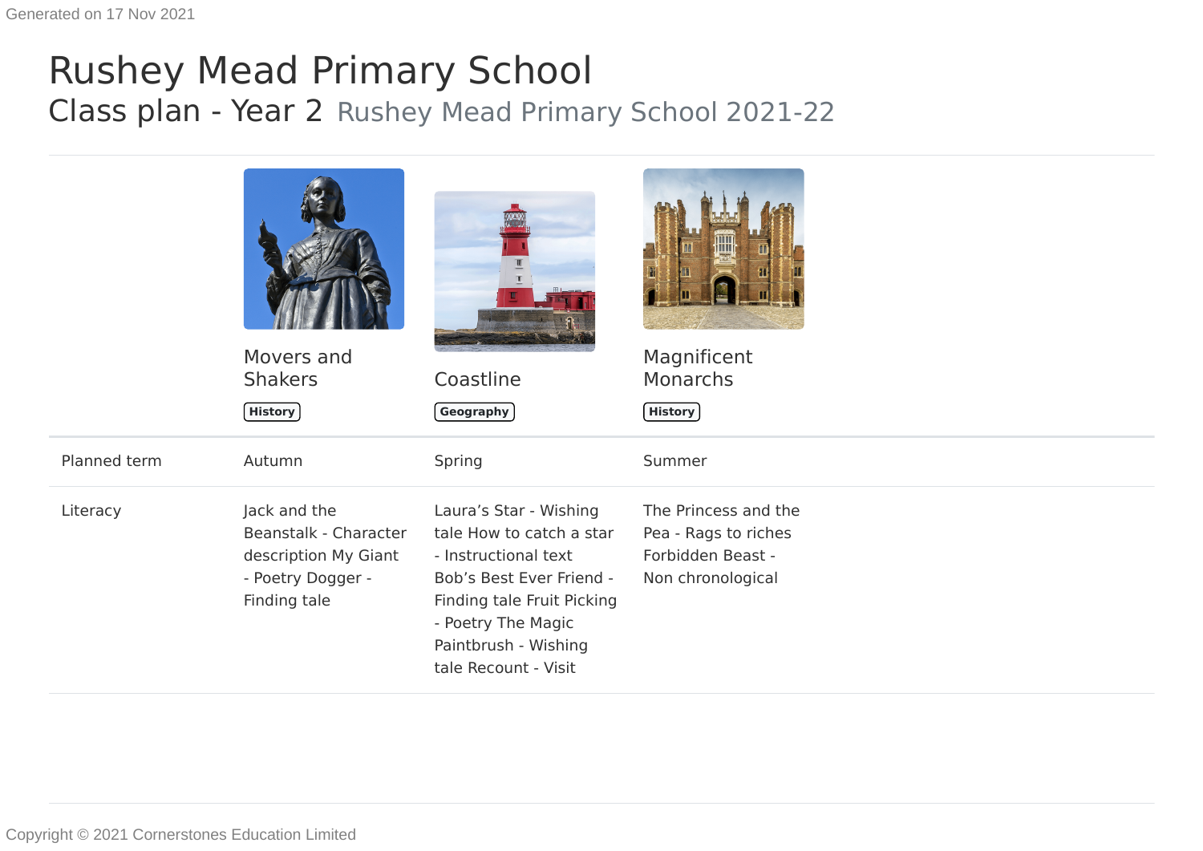# Rushey Mead Primary School

## Class plan - Year 2 Rushey Mead Primary School 2021-22

| | Movers and Shakers | Coastline | Magnificent Monarchs |
|---|---|---|---|
| | History | Geography | History |
| Planned term | Autumn | Spring | Summer |
| Literacy | Jack and the Beanstalk - Character description My Giant - Poetry Dogger - Finding tale | Laura's Star - Wishing tale How to catch a star - Instructional text Bob's Best Ever Friend - Finding tale Fruit Picking - Poetry The Magic Paintbrush - Wishing tale Recount - Visit | The Princess and the Pea - Rags to riches Forbidden Beast - Non chronological |

Copyright © 2021 Cornerstones Education Limited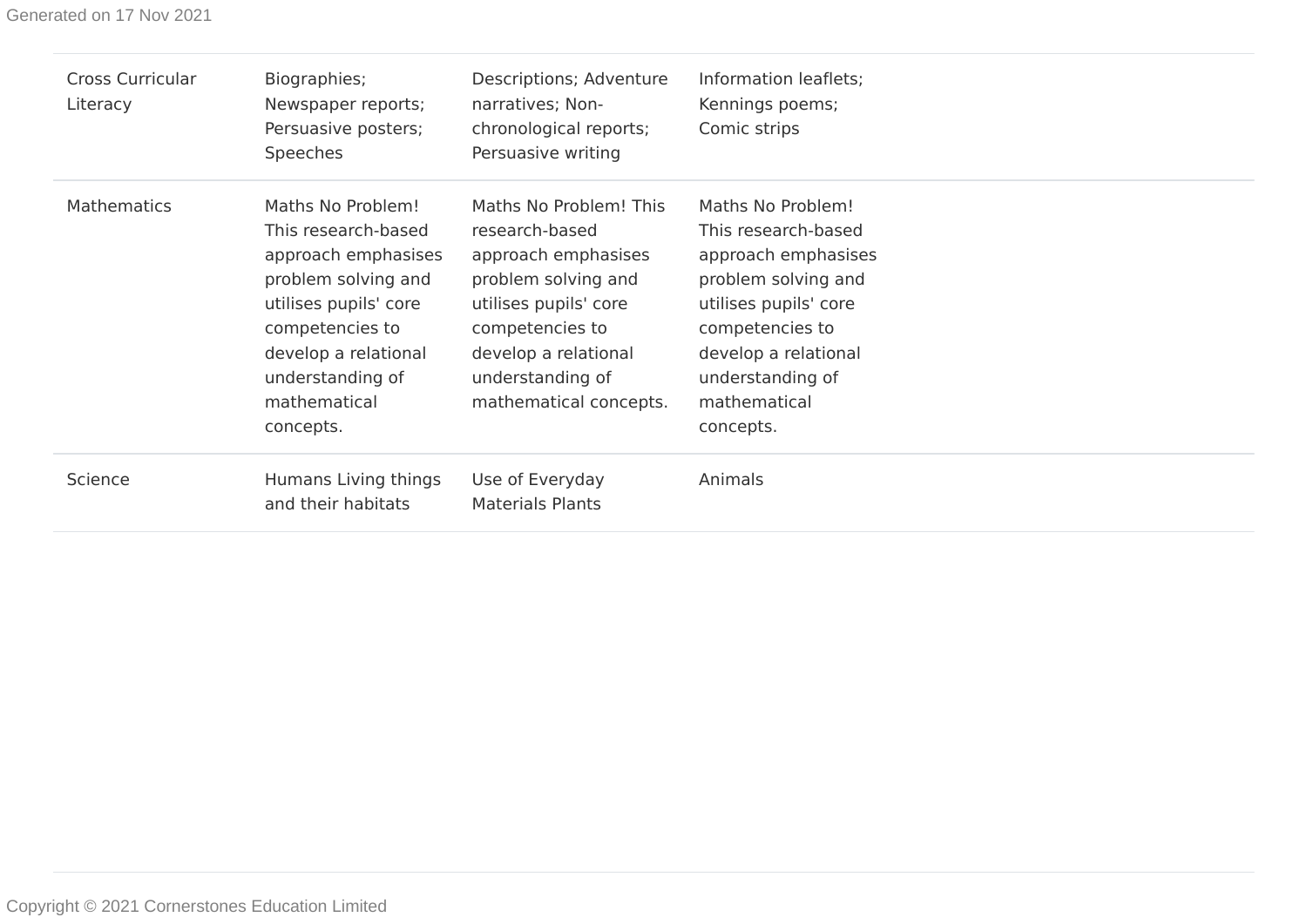| | | | |
|---|---|---|---|
| Cross Curricular Literacy | Biographies; Newspaper reports; Persuasive posters; Speeches | Descriptions; Adventure narratives; Non-chronological reports; Persuasive writing | Information leaflets; Kennings poems; Comic strips |
| Mathematics | Maths No Problem! This research-based approach emphasises problem solving and utilises pupils' core competencies to develop a relational understanding of mathematical concepts. | Maths No Problem! This research-based approach emphasises problem solving and utilises pupils' core competencies to develop a relational understanding of mathematical concepts. | Maths No Problem! This research-based approach emphasises problem solving and utilises pupils' core competencies to develop a relational understanding of mathematical concepts. |
| Science | Humans Living things and their habitats | Use of Everyday Materials Plants | Animals |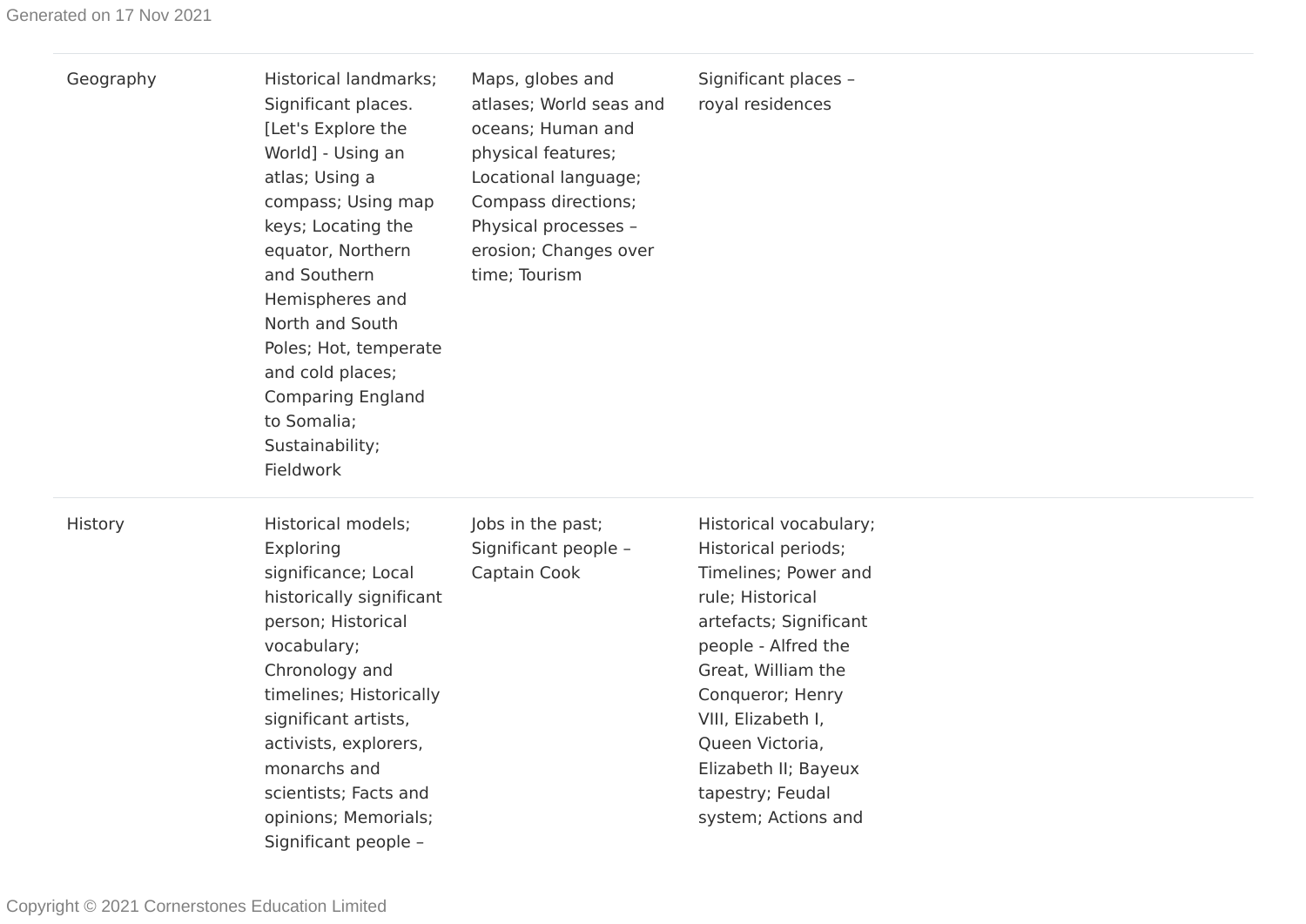| | | | | |
|---|---|---|---|---|
| Geography | Historical landmarks; Significant places. [Let's Explore the World] - Using an atlas; Using a compass; Using map keys; Locating the equator, Northern and Southern Hemispheres and North and South Poles; Hot, temperate and cold places; Comparing England to Somalia; Sustainability; Fieldwork | Maps, globes and atlases; World seas and oceans; Human and physical features; Locational language; Compass directions; Physical processes – erosion; Changes over time; Tourism | Significant places – royal residences | |
| History | Historical models; Exploring significance; Local historically significant person; Historical vocabulary; Chronology and timelines; Historically significant artists, activists, explorers, monarchs and scientists; Facts and opinions; Memorials; Significant people – | Jobs in the past; Significant people – Captain Cook | Historical vocabulary; Historical periods; Timelines; Power and rule; Historical artefacts; Significant people - Alfred the Great, William the Conqueror; Henry VIII, Elizabeth I, Queen Victoria, Elizabeth II; Bayeux tapestry; Feudal system; Actions and | |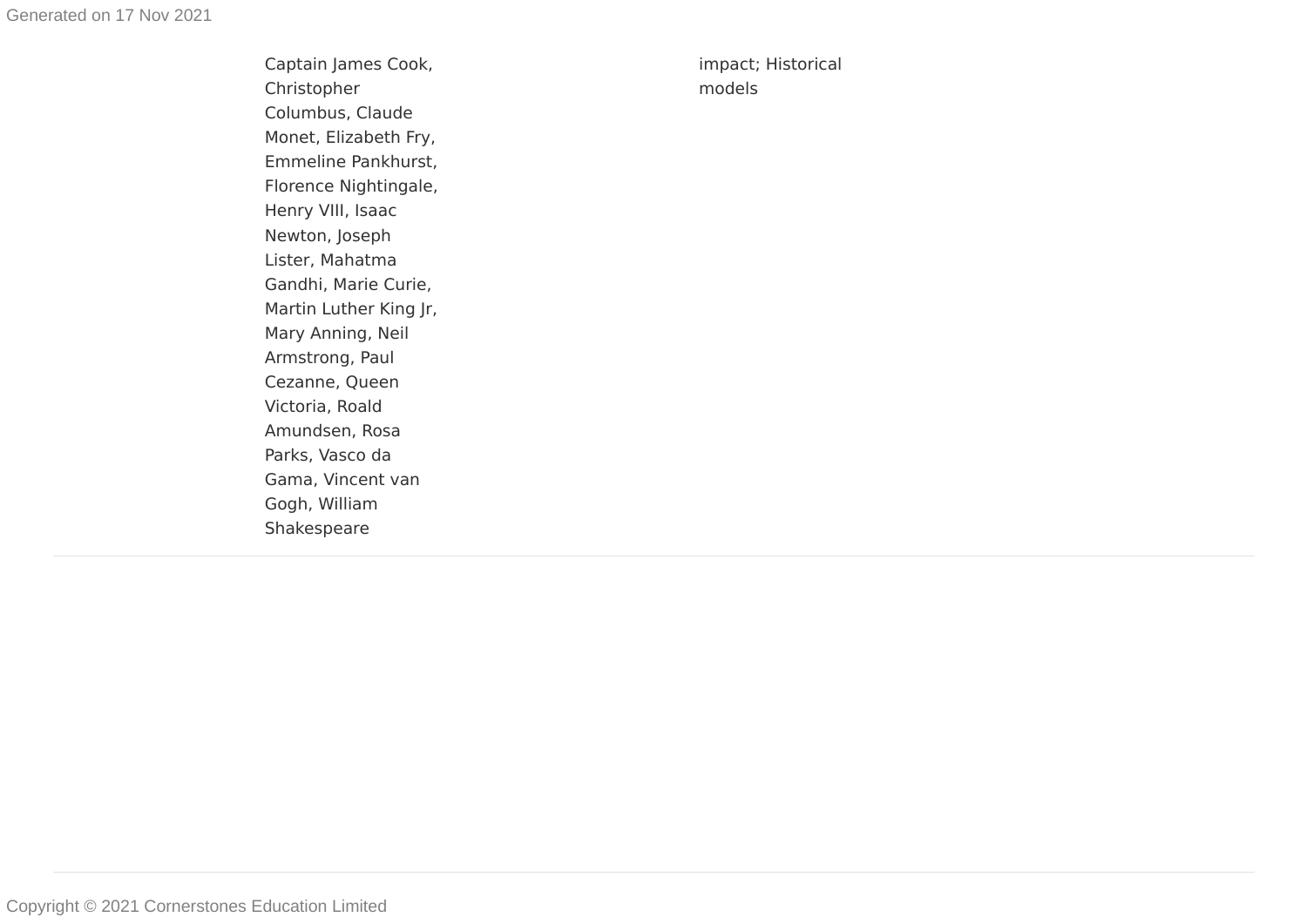| | | | |
|---|---|---|---|
| | Captain James Cook, Christopher Columbus, Claude Monet, Elizabeth Fry, Emmeline Pankhurst, Florence Nightingale, Henry VIII, Isaac Newton, Joseph Lister, Mahatma Gandhi, Marie Curie, Martin Luther King Jr, Mary Anning, Neil Armstrong, Paul Cezanne, Queen Victoria, Roald Amundsen, Rosa Parks, Vasco da Gama, Vincent van Gogh, William Shakespeare | impact; Historical models | |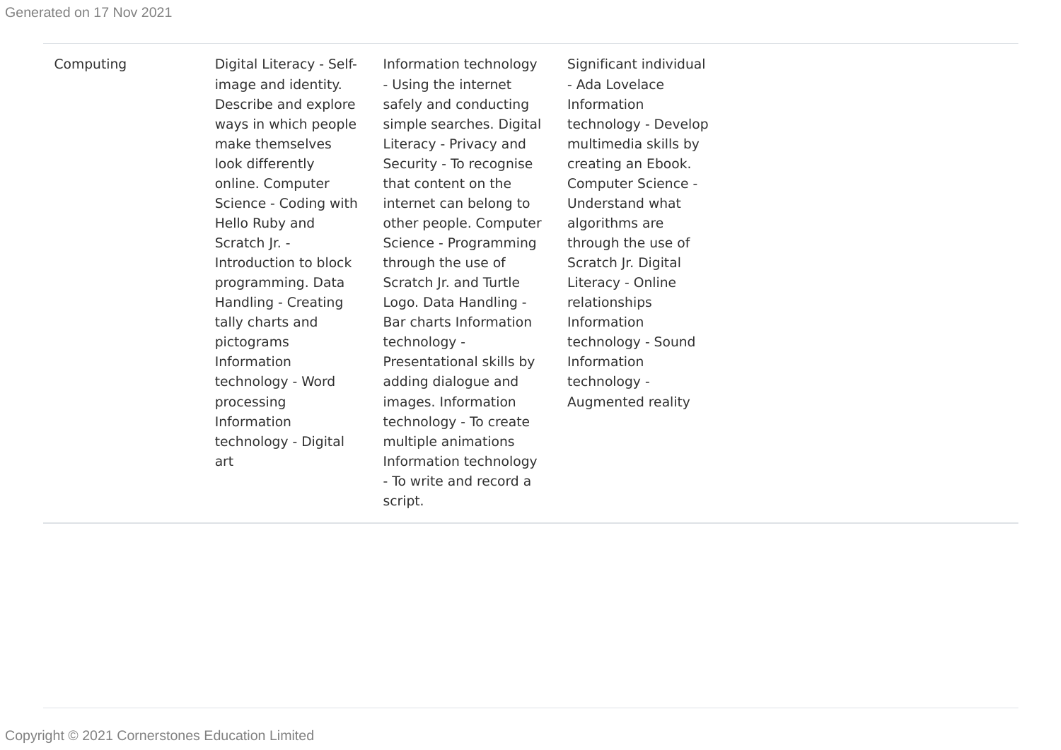| | | | | | |
|---|---|---|---|---|---|
| Computing | Digital Literacy - Self-image and identity. Describe and explore ways in which people make themselves look differently online. Computer Science - Coding with Hello Ruby and Scratch Jr. - Introduction to block programming. Data Handling - Creating tally charts and pictograms Information technology - Word processing Information technology - Digital art | Information technology - Using the internet safely and conducting simple searches. Digital Literacy - Privacy and Security - To recognise that content on the internet can belong to other people. Computer Science - Programming through the use of Scratch Jr. and Turtle Logo. Data Handling - Bar charts Information technology - Presentational skills by adding dialogue and images. Information technology - To create multiple animations Information technology - To write and record a script. | Significant individual - Ada Lovelace Information technology - Develop multimedia skills by creating an Ebook. Computer Science - Understand what algorithms are through the use of Scratch Jr. Digital Literacy - Online relationships Information technology - Sound Information technology - Augmented reality | | |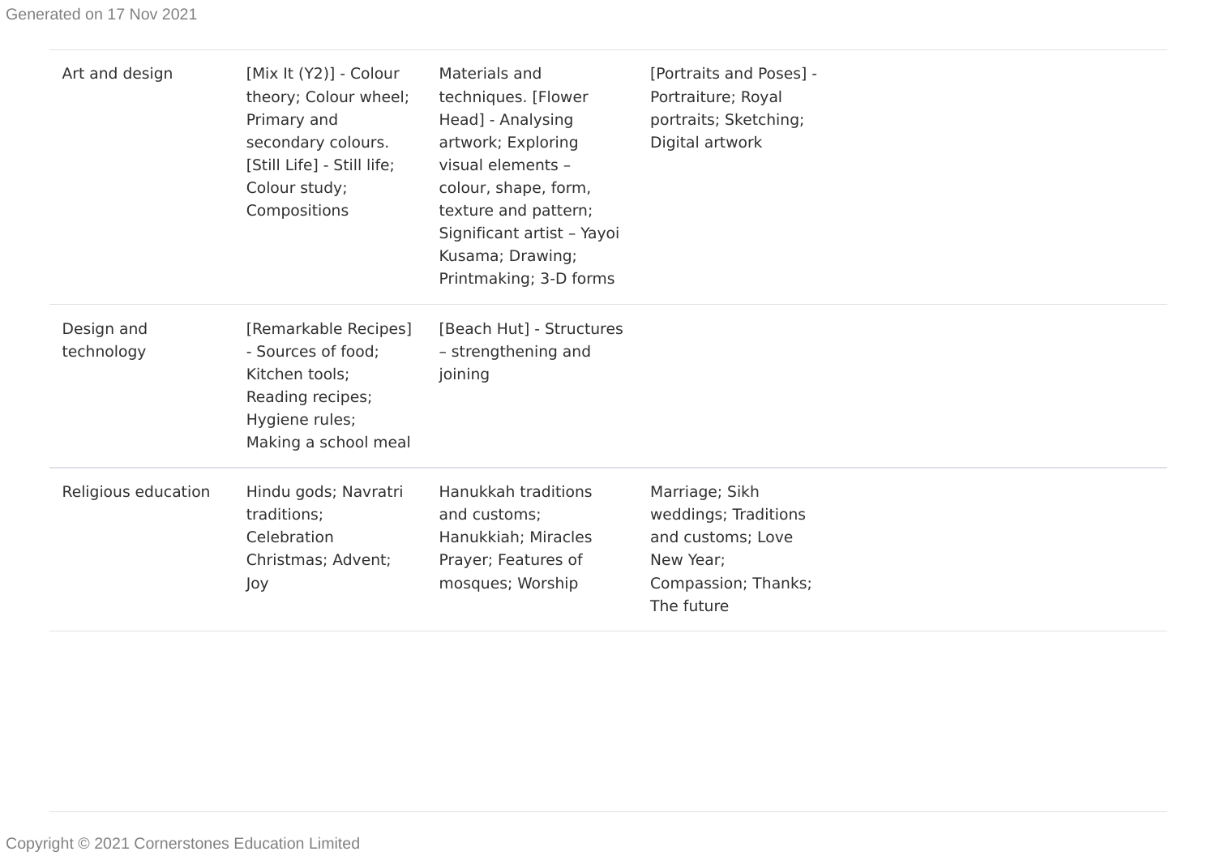| | | | |
|---|---|---|---|
| Art and design | [Mix It (Y2)] - Colour theory; Colour wheel; Primary and secondary colours. [Still Life] - Still life; Colour study; Compositions | Materials and techniques. [Flower Head] - Analysing artwork; Exploring visual elements – colour, shape, form, texture and pattern; Significant artist – Yayoi Kusama; Drawing; Printmaking; 3-D forms | [Portraits and Poses] - Portraiture; Royal portraits; Sketching; Digital artwork |
| Design and technology | [Remarkable Recipes] - Sources of food; Kitchen tools; Reading recipes; Hygiene rules; Making a school meal | [Beach Hut] - Structures – strengthening and joining | |
| Religious education | Hindu gods; Navratri traditions; Celebration Christmas; Advent; Joy | Hanukkah traditions and customs; Hanukkiah; Miracles Prayer; Features of mosques; Worship | Marriage; Sikh weddings; Traditions and customs; Love New Year; Compassion; Thanks; The future |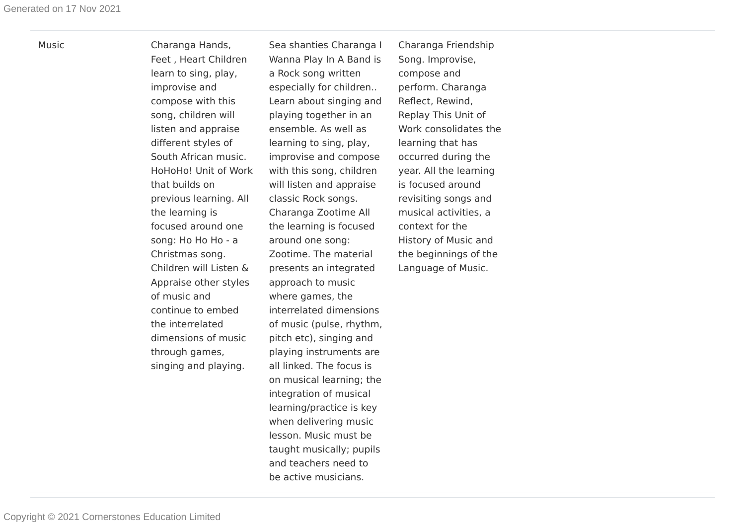| Music | Charanga Hands, Feet , Heart Children learn to sing, play, improvise and compose with this song, children will listen and appraise different styles of South African music. HoHoHo! Unit of Work that builds on previous learning. All the learning is focused around one song: Ho Ho Ho - a Christmas song. Children will Listen & Appraise other styles of music and continue to embed the interrelated dimensions of music through games, singing and playing. | Sea shanties Charanga I Wanna Play In A Band is a Rock song written especially for children.. Learn about singing and playing together in an ensemble. As well as learning to sing, play, improvise and compose with this song, children will listen and appraise classic Rock songs. Charanga Zootime All the learning is focused around one song: Zootime. The material presents an integrated approach to music where games, the interrelated dimensions of music (pulse, rhythm, pitch etc), singing and playing instruments are all linked. The focus is on musical learning; the integration of musical learning/practice is key when delivering music lesson. Music must be taught musically; pupils and teachers need to be active musicians. | Charanga Friendship Song. Improvise, compose and perform. Charanga Reflect, Rewind, Replay This Unit of Work consolidates the learning that has occurred during the year. All the learning is focused around revisiting songs and musical activities, a context for the History of Music and the beginnings of the Language of Music. |
|---|---|---|---|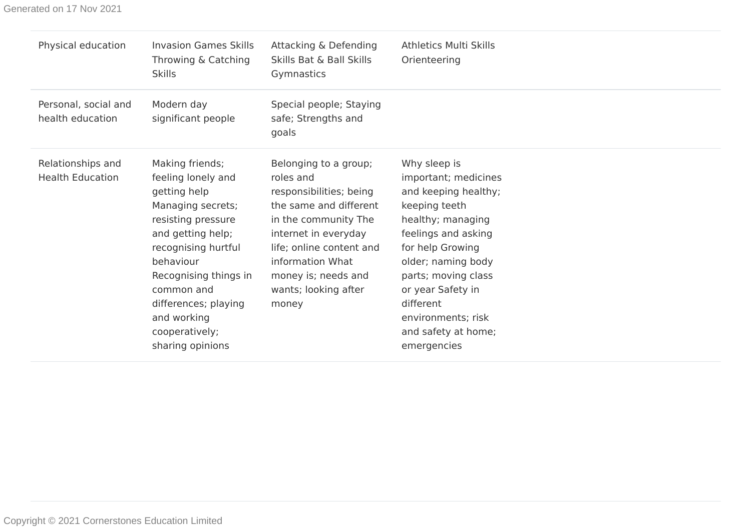| | | | |
|---|---|---|---|
| Physical education | Invasion Games Skills Throwing & Catching Skills | Attacking & Defending Skills Bat & Ball Skills Gymnastics | Athletics Multi Skills Orienteering |
| Personal, social and health education | Modern day significant people | Special people; Staying safe; Strengths and goals | |
| Relationships and Health Education | Making friends; feeling lonely and getting help Managing secrets; resisting pressure and getting help; recognising hurtful behaviour Recognising things in common and differences; playing and working cooperatively; sharing opinions | Belonging to a group; roles and responsibilities; being the same and different in the community The internet in everyday life; online content and information What money is; needs and wants; looking after money | Why sleep is important; medicines and keeping healthy; keeping teeth healthy; managing feelings and asking for help Growing older; naming body parts; moving class or year Safety in different environments; risk and safety at home; emergencies |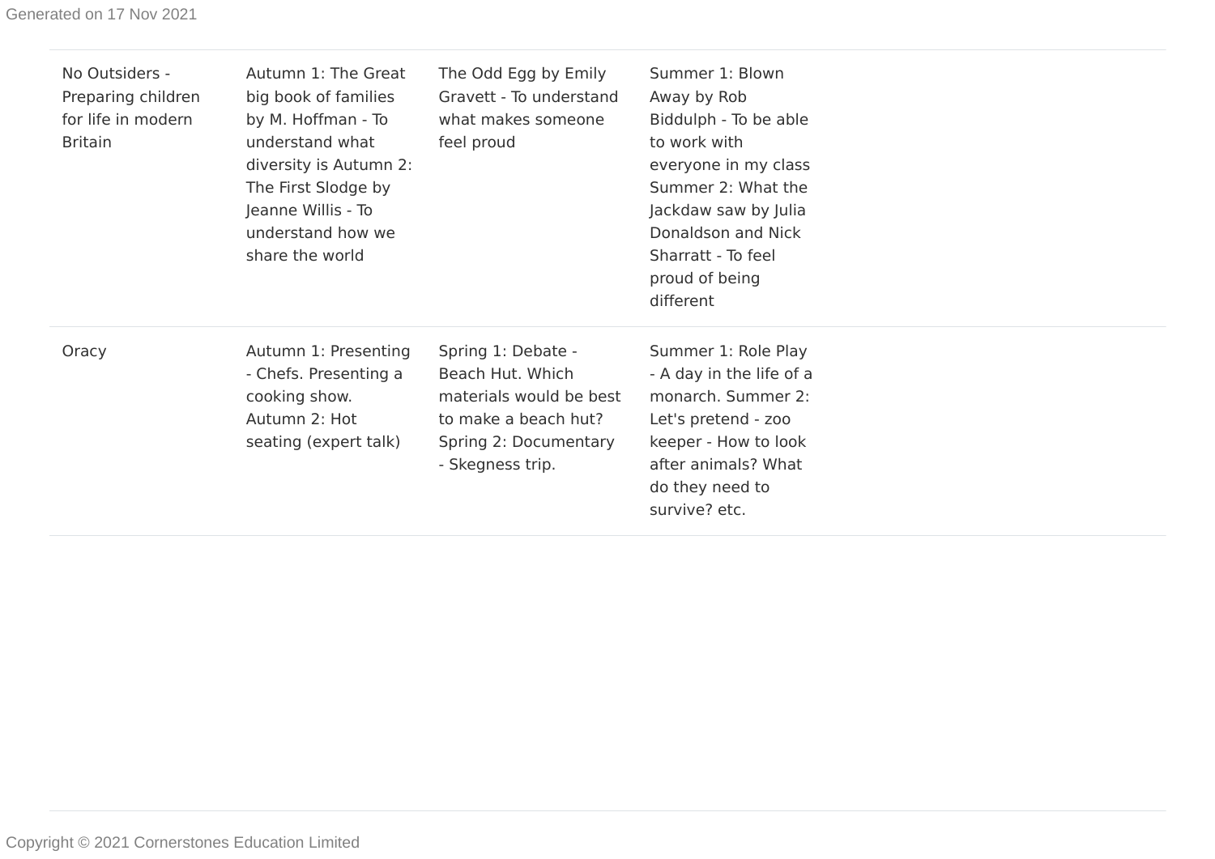| | | | |
|---|---|---|---|
| No Outsiders - Preparing children for life in modern Britain | Autumn 1: The Great big book of families by M. Hoffman - To understand what diversity is Autumn 2: The First Slodge by Jeanne Willis - To understand how we share the world | The Odd Egg by Emily Gravett - To understand what makes someone feel proud | Summer 1: Blown Away by Rob Biddulph - To be able to work with everyone in my class Summer 2: What the Jackdaw saw by Julia Donaldson and Nick Sharratt - To feel proud of being different |
| Oracy | Autumn 1: Presenting - Chefs. Presenting a cooking show. Autumn 2: Hot seating (expert talk) | Spring 1: Debate - Beach Hut. Which materials would be best to make a beach hut? Spring 2: Documentary - Skegness trip. | Summer 1: Role Play - A day in the life of a monarch. Summer 2: Let's pretend - zoo keeper - How to look after animals? What do they need to survive? etc. |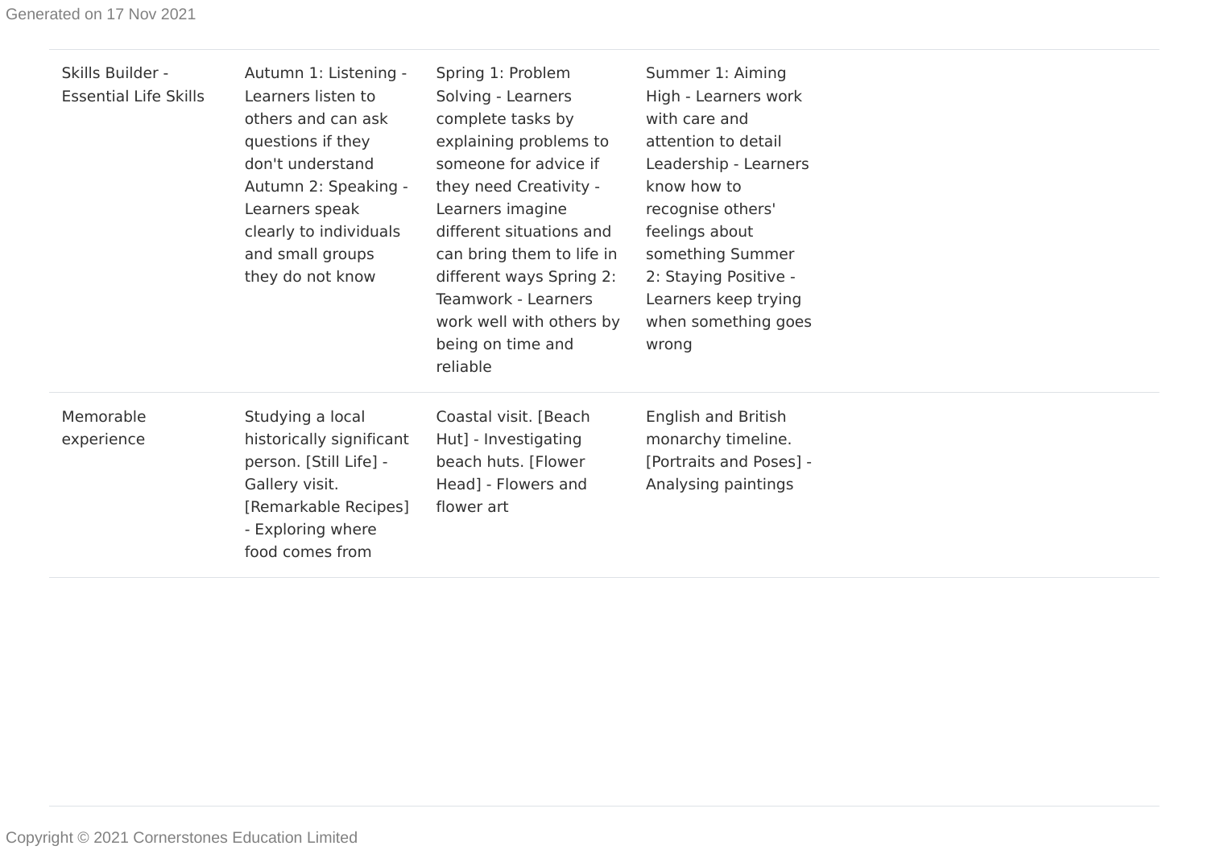| | | | |
|---|---|---|---|
| Skills Builder - Essential Life Skills | Autumn 1: Listening - Learners listen to others and can ask questions if they don't understand Autumn 2: Speaking - Learners speak clearly to individuals and small groups they do not know | Spring 1: Problem Solving - Learners complete tasks by explaining problems to someone for advice if they need Creativity - Learners imagine different situations and can bring them to life in different ways Spring 2: Teamwork - Learners work well with others by being on time and reliable | Summer 1: Aiming High - Learners work with care and attention to detail Leadership - Learners know how to recognise others' feelings about something Summer 2: Staying Positive - Learners keep trying when something goes wrong |
| Memorable experience | Studying a local historically significant person. [Still Life] - Gallery visit. [Remarkable Recipes] - Exploring where food comes from | Coastal visit. [Beach Hut] - Investigating beach huts. [Flower Head] - Flowers and flower art | English and British monarchy timeline. [Portraits and Poses] - Analysing paintings |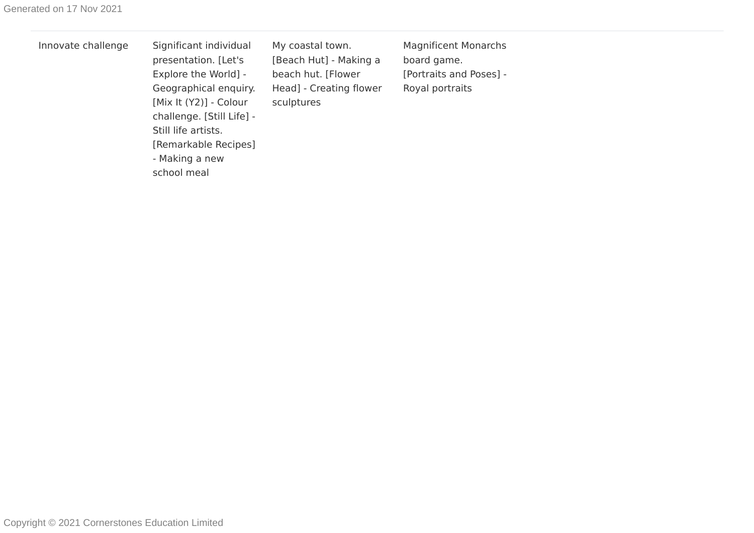| | | | |
|---|---|---|---|
| Innovate challenge | Significant individual presentation. [Let's Explore the World] - Geographical enquiry. [Mix It (Y2)] - Colour challenge. [Still Life] - Still life artists. [Remarkable Recipes] - Making a new school meal | My coastal town. [Beach Hut] - Making a beach hut. [Flower Head] - Creating flower sculptures | Magnificent Monarchs board game. [Portraits and Poses] - Royal portraits |